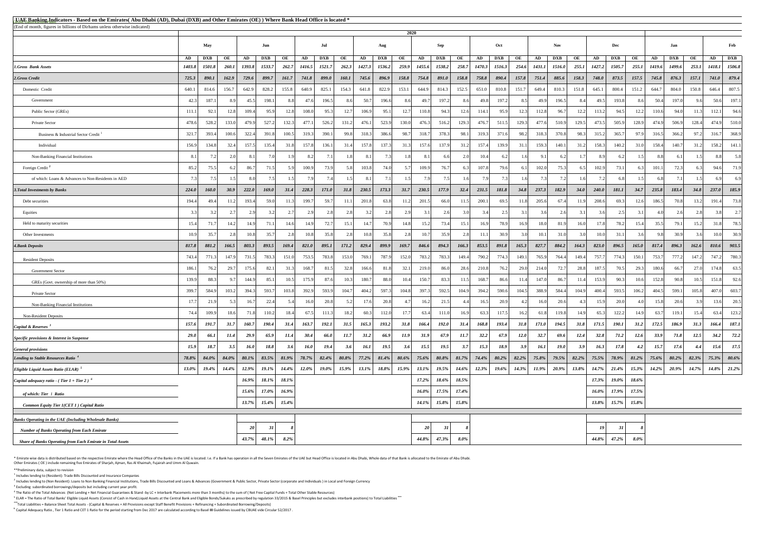# UAE Banking Indicators - Based on the Emirates( Abu Dhabi (AD), Dubai (DXB) and Other Emirates (OE) ) Where Bank Head Office is located *

(End of month, figures in billions of Dirhams unless otherwise indicated)

| | 2020 | | | | | | | | | | | | | | | | | | | | | | | | | | | | | | | |
|---|---|---|---|---|---|---|---|---|---|---|---|---|---|---|---|---|---|---|---|---|---|---|---|---|---|---|---|---|---|---|---|---|
| | May | | | Jun | | | Jul | | | Aug | | | Sep | | | Oct | | | Nov | | | Dec | | | Jan | | | Feb | |
| | AD | DXB | OE | AD | DXB | OE | AD | DXB | OE | AD | DXB | OE | AD | DXB | OE | AD | DXB | OE | AD | DXB | OE | AD | DXB | OE | AD | DXB | OE | AD | DXB |
| ***1.Gross Bank Assets*** | ***1403.8*** | ***1501.8*** | ***260.1*** | ***1393.8*** | ***1533.7*** | ***262.7*** | ***1416.5*** | ***1521.7*** | ***262.3*** | ***1427.3*** | ***1536.2*** | ***259.9*** | ***1455.6*** | ***1538.2*** | ***258.7*** | ***1470.3*** | ***1516.3*** | ***254.6*** | ***1431.1*** | ***1516.0*** | ***255.1*** | ***1427.2*** | ***1505.7*** | ***255.1*** | ***1419.6*** | ***1499.6*** | ***253.1*** | ***1418.1*** | ***1506.8*** |
| ***2.Gross Credit*** | ***725.3*** | ***890.1*** | ***162.9*** | ***729.6*** | ***899.7*** | ***161.7*** | ***741.8*** | ***899.0*** | ***160.1*** | ***745.6*** | ***896.9*** | ***158.8*** | ***754.8*** | ***891.0*** | ***158.8*** | ***758.8*** | ***890.4*** | ***157.8*** | ***751.4*** | ***885.6*** | ***158.3*** | ***748.0*** | ***873.5*** | ***157.5*** | ***745.8*** | ***876.3*** | ***157.1*** | ***741.0*** | ***879.4*** |
| Domestic Credit | 640.1 | 814.6 | 156.7 | 642.9 | 828.2 | 155.8 | 640.9 | 825.1 | 154.3 | 641.8 | 822.9 | 153.1 | 644.9 | 814.3 | 152.5 | 651.0 | 810.8 | 151.7 | 649.4 | 810.3 | 151.8 | 645.1 | 800.4 | 151.2 | 644.7 | 804.0 | 150.8 | 646.4 | 807.5 |
| Government | 42.3 | 187.1 | 8.9 | 45.5 | 198.1 | 8.8 | 47.6 | 196.5 | 8.6 | 50.7 | 196.6 | 8.6 | 49.7 | 197.2 | 8.6 | 49.8 | 197.2 | 8.5 | 49.9 | 196.5 | 8.4 | 49.5 | 193.8 | 8.6 | 50.4 | 197.0 | 9.6 | 50.6 | 197.1 |
| Public Sector (GREs) | 111.1 | 92.1 | 12.8 | 109.4 | 95.9 | 12.8 | 108.0 | 95.3 | 12.7 | 106.9 | 95.1 | 12.7 | 110.8 | 94.3 | 12.6 | 114.1 | 95.9 | 12.3 | 112.8 | 96.7 | 12.2 | 113.2 | 94.5 | 12.2 | 110.6 | 94.0 | 11.3 | 112.1 | 94.6 |
| Private Sector | 478.6 | 528.2 | 133.0 | 479.9 | 527.2 | 132.3 | 477.1 | 526.2 | 131.2 | 476.1 | 523.9 | 130.0 | 476.3 | 516.2 | 129.3 | 476.7 | 511.5 | 129.3 | 477.6 | 510.9 | 129.5 | 473.5 | 505.9 | 128.9 | 474.9 | 506.9 | 128.4 | 474.9 | 510.0 |
| Business & Industrial Sector Credit [1] | 321.7 | 393.4 | 100.6 | 322.4 | 391.8 | 100.5 | 319.3 | 390.1 | 99.8 | 318.3 | 386.6 | 98.7 | 318.7 | 378.3 | 98.1 | 319.3 | 371.6 | 98.2 | 318.3 | 370.8 | 98.3 | 315.2 | 365.7 | 97.9 | 316.5 | 366.2 | 97.2 | 316.7 | 368.9 |
| Individual | 156.9 | 134.8 | 32.4 | 157.5 | 135.4 | 31.8 | 157.8 | 136.1 | 31.4 | 157.8 | 137.3 | 31.3 | 157.6 | 137.9 | 31.2 | 157.4 | 139.9 | 31.1 | 159.3 | 140.1 | 31.2 | 158.3 | 140.2 | 31.0 | 158.4 | 140.7 | 31.2 | 158.2 | 141.1 |
| Non-Banking Financial Institutions | 8.1 | 7.2 | 2.0 | 8.1 | 7.0 | 1.9 | 8.2 | 7.1 | 1.8 | 8.1 | 7.3 | 1.8 | 8.1 | 6.6 | 2.0 | 10.4 | 6.2 | 1.6 | 9.1 | 6.2 | 1.7 | 8.9 | 6.2 | 1.5 | 8.8 | 6.1 | 1.5 | 8.8 | 5.8 |
| Foreign Credit [2] | 85.2 | 75.5 | 6.2 | 86.7 | 71.5 | 5.9 | 100.9 | 73.9 | 5.8 | 103.8 | 74.0 | 5.7 | 109.9 | 76.7 | 6.3 | 107.8 | 79.6 | 6.1 | 102.0 | 75.3 | 6.5 | 102.9 | 73.1 | 6.3 | 101.1 | 72.3 | 6.3 | 94.6 | 71.9 |
| of which: Loans & Advances to Non-Residents in AED | 7.3 | 7.5 | 1.5 | 8.0 | 7.5 | 1.5 | 7.9 | 7.4 | 1.5 | 8.1 | 7.1 | 1.5 | 7.9 | 7.5 | 1.6 | 7.9 | 7.3 | 1.6 | 7.3 | 7.2 | 1.6 | 7.2 | 6.8 | 1.5 | 6.8 | 7.1 | 1.5 | 6.9 | 6.9 |
| ***3.Total Investments by Banks*** | ***224.0*** | ***160.0*** | ***30.9*** | ***222.0*** | ***169.0*** | ***31.4*** | ***228.3*** | ***171.0*** | ***31.8*** | ***230.5*** | ***173.3*** | ***31.7*** | ***230.5*** | ***177.9*** | ***32.4*** | ***231.5*** | ***181.8*** | ***34.8*** | ***237.3*** | ***182.9*** | ***34.0*** | ***240.0*** | ***181.1*** | ***34.7*** | ***235.8*** | ***183.4*** | ***34.8*** | ***237.0*** | ***185.9*** |
| Debt securities | 194.4 | 49.4 | 11.2 | 193.4 | 59.0 | 11.3 | 199.7 | 59.7 | 11.1 | 201.8 | 63.8 | 11.2 | 201.5 | 66.0 | 11.5 | 200.1 | 69.5 | 11.8 | 205.6 | 67.4 | 11.9 | 208.6 | 69.3 | 12.6 | 186.5 | 70.8 | 13.2 | 191.4 | 73.8 |
| Equities | 3.3 | 3.2 | 2.7 | 2.9 | 3.2 | 2.7 | 2.9 | 2.8 | 2.8 | 3.2 | 2.8 | 2.9 | 3.1 | 2.6 | 3.0 | 3.4 | 2.5 | 3.1 | 3.6 | 2.6 | 3.1 | 3.6 | 2.5 | 3.1 | 4.0 | 2.6 | 2.8 | 3.8 | 2.7 |
| Held to maturity securities | 15.4 | 71.7 | 14.2 | 14.9 | 71.1 | 14.6 | 14.9 | 72.7 | 15.1 | 14.7 | 70.9 | 14.8 | 15.2 | 73.4 | 15.1 | 16.9 | 78.9 | 16.9 | 18.0 | 81.9 | 16.0 | 17.8 | 78.2 | 15.4 | 35.5 | 79.1 | 15.2 | 31.8 | 78.5 |
| Other Investments | 10.9 | 35.7 | 2.8 | 10.8 | 35.7 | 2.8 | 10.8 | 35.8 | 2.8 | 10.8 | 35.8 | 2.8 | 10.7 | 35.9 | 2.8 | 11.1 | 30.9 | 3.0 | 10.1 | 31.0 | 3.0 | 10.0 | 31.1 | 3.6 | 9.8 | 30.9 | 3.6 | 10.0 | 30.9 |
| ***4.Bank Deposits*** | ***817.8*** | ***881.2*** | ***166.5*** | ***803.3*** | ***893.5*** | ***169.4*** | ***821.0*** | ***895.1*** | ***171.2*** | ***829.4*** | ***899.9*** | ***169.7*** | ***846.6*** | ***894.3*** | ***166.3*** | ***853.5*** | ***891.8*** | ***165.3*** | ***827.7*** | ***884.2*** | ***164.3*** | ***823.0*** | ***896.5*** | ***165.0*** | ***817.4*** | ***896.3*** | ***162.6*** | ***810.6*** | ***903.5*** |
| Resident Deposits | 743.4 | 771.3 | 147.9 | 731.5 | 783.3 | 151.0 | 753.5 | 783.8 | 153.0 | 769.1 | 787.9 | 152.0 | 783.2 | 783.3 | 149.4 | 790.2 | 774.3 | 149.1 | 765.9 | 764.4 | 149.4 | 757.7 | 774.3 | 150.1 | 753.7 | 777.2 | 147.2 | 747.2 | 780.3 |
| Government Sector | 186.1 | 76.2 | 29.7 | 175.6 | 82.1 | 31.3 | 168.7 | 81.5 | 32.8 | 166.6 | 81.8 | 32.1 | 219.0 | 86.0 | 28.6 | 210.8 | 76.2 | 29.0 | 214.0 | 72.7 | 28.8 | 187.5 | 70.5 | 29.3 | 180.6 | 66.7 | 27.0 | 174.8 | 63.5 |
| GREs (Govt. ownership of more than 50%) | 139.9 | 88.3 | 9.7 | 144.9 | 85.1 | 10.5 | 175.9 | 87.6 | 10.3 | 180.7 | 88.0 | 10.4 | 150.7 | 83.3 | 11.5 | 168.7 | 86.6 | 11.4 | 147.0 | 86.7 | 11.4 | 153.9 | 90.3 | 10.6 | 152.8 | 90.8 | 10.5 | 151.8 | 92.6 |
| Private Sector | 399.7 | 584.9 | 103.2 | 394.3 | 593.7 | 103.8 | 392.9 | 593.9 | 104.7 | 404.2 | 597.3 | 104.8 | 397.3 | 592.5 | 104.9 | 394.2 | 590.6 | 104.5 | 388.9 | 584.4 | 104.9 | 400.4 | 593.5 | 106.2 | 404.5 | 599.1 | 105.8 | 407.0 | 603.7 |
| Non-Banking Financial Institutions | 17.7 | 21.9 | 5.3 | 16.7 | 22.4 | 5.4 | 16.0 | 20.8 | 5.2 | 17.6 | 20.8 | 4.7 | 16.2 | 21.5 | 4.4 | 16.5 | 20.9 | 4.2 | 16.0 | 20.6 | 4.3 | 15.9 | 20.0 | 4.0 | 15.8 | 20.6 | 3.9 | 13.6 | 20.5 |
| Non-Resident Deposits | 74.4 | 109.9 | 18.6 | 71.8 | 110.2 | 18.4 | 67.5 | 111.3 | 18.2 | 60.3 | 112.0 | 17.7 | 63.4 | 111.0 | 16.9 | 63.3 | 117.5 | 16.2 | 61.8 | 119.8 | 14.9 | 65.3 | 122.2 | 14.9 | 63.7 | 119.1 | 15.4 | 63.4 | 123.2 |
| *Capital & Reserves [3]* | ***157.6*** | ***191.7*** | ***31.7*** | ***160.7*** | ***190.4*** | ***31.4*** | ***163.7*** | ***192.1*** | ***31.5*** | ***165.3*** | ***193.2*** | ***31.8*** | ***166.4*** | ***192.0*** | ***31.4*** | ***168.8*** | ***193.4*** | ***31.8*** | ***171.0*** | ***194.5*** | ***31.8*** | ***171.5*** | ***190.1*** | ***31.2*** | ***172.5*** | ***186.9*** | ***31.3*** | ***166.4*** | ***187.1*** |
| *Specific provisions & Interest in Suspense* | ***29.0*** | ***66.1*** | ***11.4*** | ***29.9*** | ***65.9*** | ***11.4*** | ***30.4*** | ***66.0*** | ***11.7*** | ***31.2*** | ***66.9*** | ***11.9*** | ***31.9*** | ***67.9*** | ***11.7*** | ***32.2*** | ***67.9*** | ***12.0*** | ***32.7*** | ***69.6*** | ***12.4*** | ***32.8*** | ***71.2*** | ***12.6*** | ***33.9*** | ***71.8*** | ***12.5*** | ***34.2*** | ***72.2*** |
| *General provisions* | ***15.9*** | ***18.7*** | ***3.5*** | ***16.0*** | ***18.8*** | ***3.6*** | ***16.0*** | ***19.4*** | ***3.6*** | ***16.1*** | ***19.5*** | ***3.6*** | ***15.5*** | ***19.5*** | ***3.7*** | ***15.3*** | ***18.9*** | ***3.9*** | ***16.1*** | ***19.0*** | ***3.9*** | ***16.3*** | ***17.8*** | ***4.2*** | ***15.7*** | ***17.6*** | ***4.4*** | ***15.6*** | ***17.5*** |
| *Lending to Stable Resources Ratio [4]* | ***78.8%*** | ***84.0%*** | ***84.0%*** | ***80.1%*** | ***83.5%*** | ***81.9%*** | ***78.7%*** | ***82.4%*** | ***80.8%*** | ***77.2%*** | ***81.4%*** | ***80.6%*** | ***75.6%*** | ***80.8%*** | ***81.7%*** | ***74.4%*** | ***80.2%*** | ***82.2%*** | ***75.8%*** | ***79.5%*** | ***82.2%*** | ***75.5%*** | ***78.9%*** | ***81.2%*** | ***75.6%*** | ***80.2%*** | ***82.3%*** | ***75.3%*** | ***80.6%*** |
| *Eligible Liquid Assets Ratio (ELAR) [5]* | ***13.0%*** | ***19.4%*** | ***14.4%*** | ***12.9%*** | ***19.1%*** | ***14.4%*** | ***12.0%*** | ***19.0%*** | ***15.9%*** | ***13.1%*** | ***18.8%*** | ***15.9%*** | ***13.1%*** | ***19.5%*** | ***14.6%*** | ***12.3%*** | ***19.6%*** | ***14.3%*** | ***11.9%*** | ***20.9%*** | ***13.8%*** | ***14.7%*** | ***21.4%*** | ***15.3%*** | ***14.2%*** | ***20.9%*** | ***14.7%*** | ***14.8%*** | ***21.2%*** |
| *Capital adequacy ratio - ( Tier 1 + Tier 2 ) [6]* | | | | ***16.9%*** | ***18.1%*** | ***18.1%*** | | | | | | | ***17.2%*** | ***18.6%*** | ***18.5%*** | | | | | | | ***17.3%*** | ***19.0%*** | ***18.6%*** | | | | | |
| *of which: Tier 1 Ratio* | | | | ***15.6%*** | ***17.0%*** | ***16.9%*** | | | | | | | ***16.0%*** | ***17.5%*** | ***17.4%*** | | | | | | | ***16.0%*** | ***17.9%*** | ***17.5%*** | | | | | |
| *Common Equity Tier 1(CET 1 ) Capital Ratio* | | | | ***13.7%*** | ***15.4%*** | ***15.4%*** | | | | | | | ***14.1%*** | ***15.8%*** | ***15.8%*** | | | | | | | ***13.8%*** | ***15.7%*** | ***15.8%*** | | | | | |
| *Banks Operating in the UAE (Including Wholesale Banks)* | | | | | | | | | | | | | | | | | | | | | | | | | | | | | |
| *Number of Banks Operating from Each Emirate* | | | | ***20*** | ***31*** | ***8*** | | | | | | | ***20*** | ***31*** | ***8*** | | | | | | | ***19*** | ***31*** | ***8*** | | | | | |
| *Share of Banks Operating from Each Emirate in Total Assets* | | | | ***43.7%*** | ***48.1%*** | ***8.2%*** | | | | | | | ***44.8%*** | ***47.3%*** | ***8.0%*** | | | | | | | ***44.8%*** | ***47.2%*** | ***8.0%*** | | | | | |

\* Emirate wise data is distributed based on the respective Emirate where the Head Office of the Banks in the UAE is located. I.e. If a Bank has operation in all the Seven Emirates of the UAE but Head Office is located in Abu Dhabi, Whole data of that Bank is allocated to the Emirate of Abu Dhabi.
Other Emirates ( OE ) include remaining five Emirates of Sharjah, Ajman, Ras Al Khaimah, Fujairah and Umm Al Quwain.

\*\*Preliminary data, subject to revision

[1] Includes lending to (Resident): Trade Bills Discounted and Insurance Companies

[2] Includes lending to (Non Resident): Loans to Non Banking Financial Institutions, Trade Bills Discounted and Loans & Advances (Government & Public Sector, Private Sector (corporate and individuals ) in Local and Foreign Currency

[3] Excluding subordinated borrowings/deposits but including current year profit.

[4] The Ratio of the Total Advances (Net Lending + Net Financial Guarantees & Stand -by LC + Interbank Placements more than 3 months) to the sum of ( Net Free Capital Funds + Total Other Stable Resources)

[5] ELAR = The Ratio of Total Banks' Eligible Liquid Assets (Consist of Cash in Hand,Liquid Assets at the Central Bank and Eligible Bonds/Sukuks as prescribed by regulation 33/2015 & Basel Principles but excludes interbank positions) to Total Liabilities \*\*\*

\*\*\*Total Liabilities = Balance Sheet Total Assets - (Capital & Reserves + All Provisions except Staff Benefit Provisions + Refinancing + Subordinated Borrowing/Deposits)

[6] Capital Adequacy Ratio , Tier 1 Ratio and CET 1 Ratio for the period starting from Dec 2017 are calculated according to Basel III Guidelines issued by CBUAE vide Circular 52/2017 .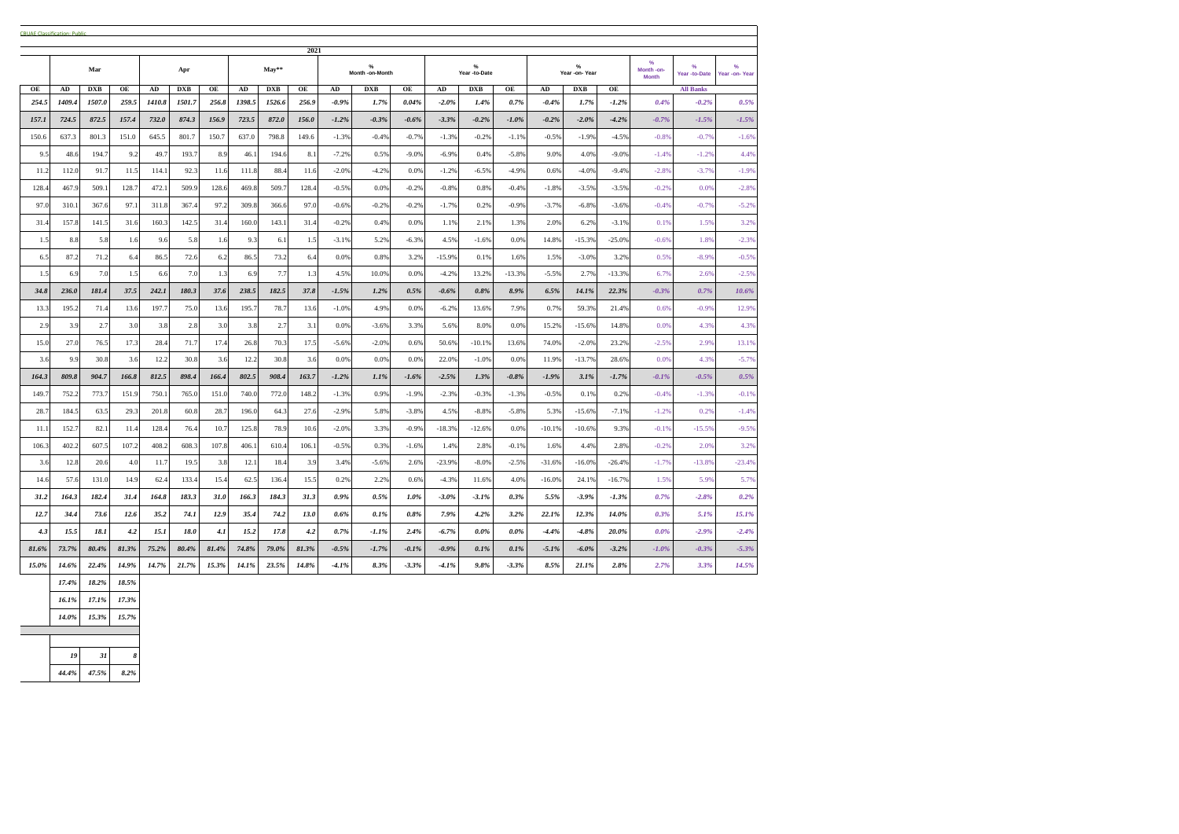CBUAE Classification: Public

| | | | | | | | | | | 2021 | | | | | | | | | | | | |
|---|---|---|---|---|---|---|---|---|---|---|---|---|---|---|---|---|---|---|---|---|---|---|
| | Mar | | | Apr | | | May** | | | % Month -on-Month | | | % Year -to-Date | | | % Year -on- Year | | | % Month -on-Month | % Year -to-Date | % Year -on- Year |
| OE | AD | DXB | OE | AD | DXB | OE | AD | DXB | OE | AD | DXB | OE | AD | DXB | OE | AD | DXB | OE | All Banks | | |
| *254.5* | *1409.4* | *1507.0* | *259.5* | *1410.8* | *1501.7* | *256.8* | *1398.5* | *1526.6* | *256.9* | *-0.9%* | *1.7%* | *0.04%* | *-2.0%* | *1.4%* | *0.7%* | *-0.4%* | *1.7%* | *-1.2%* | *0.4%* | *-0.2%* | *0.5%* |
| *157.1* | *724.5* | *872.5* | *157.4* | *732.0* | *874.3* | *156.9* | *723.5* | *872.0* | *156.0* | *-1.2%* | *-0.3%* | *-0.6%* | *-3.3%* | *-0.2%* | *-1.0%* | *-0.2%* | *-2.0%* | *-4.2%* | *-0.7%* | *-1.5%* | *-1.5%* |
| 150.6 | 637.3 | 801.3 | 151.0 | 645.5 | 801.7 | 150.7 | 637.0 | 798.8 | 149.6 | -1.3% | -0.4% | -0.7% | -1.3% | -0.2% | -1.1% | -0.5% | -1.9% | -4.5% | -0.8% | -0.7% | -1.6% |
| 9.5 | 48.6 | 194.7 | 9.2 | 49.7 | 193.7 | 8.9 | 46.1 | 194.6 | 8.1 | -7.2% | 0.5% | -9.0% | -6.9% | 0.4% | -5.8% | 9.0% | 4.0% | -9.0% | -1.4% | -1.2% | 4.4% |
| 11.2 | 112.0 | 91.7 | 11.5 | 114.1 | 92.3 | 11.6 | 111.8 | 88.4 | 11.6 | -2.0% | -4.2% | 0.0% | -1.2% | -6.5% | -4.9% | 0.6% | -4.0% | -9.4% | -2.8% | -3.7% | -1.9% |
| 128.4 | 467.9 | 509.1 | 128.7 | 472.1 | 509.9 | 128.6 | 469.8 | 509.7 | 128.4 | -0.5% | 0.0% | -0.2% | -0.8% | 0.8% | -0.4% | -1.8% | -3.5% | -3.5% | -0.2% | 0.0% | -2.8% |
| 97.0 | 310.1 | 367.6 | 97.1 | 311.8 | 367.4 | 97.2 | 309.8 | 366.6 | 97.0 | -0.6% | -0.2% | -0.2% | -1.7% | 0.2% | -0.9% | -3.7% | -6.8% | -3.6% | -0.4% | -0.7% | -5.2% |
| 31.4 | 157.8 | 141.5 | 31.6 | 160.3 | 142.5 | 31.4 | 160.0 | 143.1 | 31.4 | -0.2% | 0.4% | 0.0% | 1.1% | 2.1% | 1.3% | 2.0% | 6.2% | -3.1% | 0.1% | 1.5% | 3.2% |
| 1.5 | 8.8 | 5.8 | 1.6 | 9.6 | 5.8 | 1.6 | 9.3 | 6.1 | 1.5 | -3.1% | 5.2% | -6.3% | 4.5% | -1.6% | 0.0% | 14.8% | -15.3% | -25.0% | -0.6% | 1.8% | -2.3% |
| 6.5 | 87.2 | 71.2 | 6.4 | 86.5 | 72.6 | 6.2 | 86.5 | 73.2 | 6.4 | 0.0% | 0.8% | 3.2% | -15.9% | 0.1% | 1.6% | 1.5% | -3.0% | 3.2% | 0.5% | -8.9% | -0.5% |
| 1.5 | 6.9 | 7.0 | 1.5 | 6.6 | 7.0 | 1.3 | 6.9 | 7.7 | 1.3 | 4.5% | 10.0% | 0.0% | -4.2% | 13.2% | -13.3% | -5.5% | 2.7% | -13.3% | 6.7% | 2.6% | -2.5% |
| *34.8* | *236.0* | *181.4* | *37.5* | *242.1* | *180.3* | *37.6* | *238.5* | *182.5* | *37.8* | *-1.5%* | *1.2%* | *0.5%* | *-0.6%* | *0.8%* | *8.9%* | *6.5%* | *14.1%* | *22.3%* | *-0.3%* | *0.7%* | *10.6%* |
| 13.3 | 195.2 | 71.4 | 13.6 | 197.7 | 75.0 | 13.6 | 195.7 | 78.7 | 13.6 | -1.0% | 4.9% | 0.0% | -6.2% | 13.6% | 7.9% | 0.7% | 59.3% | 21.4% | 0.6% | -0.9% | 12.9% |
| 2.9 | 3.9 | 2.7 | 3.0 | 3.8 | 2.8 | 3.0 | 3.8 | 2.7 | 3.1 | 0.0% | -3.6% | 3.3% | 5.6% | 8.0% | 0.0% | 15.2% | -15.6% | 14.8% | 0.0% | 4.3% | 4.3% |
| 15.0 | 27.0 | 76.5 | 17.3 | 28.4 | 71.7 | 17.4 | 26.8 | 70.3 | 17.5 | -5.6% | -2.0% | 0.6% | 50.6% | -10.1% | 13.6% | 74.0% | -2.0% | 23.2% | -2.5% | 2.9% | 13.1% |
| 3.6 | 9.9 | 30.8 | 3.6 | 12.2 | 30.8 | 3.6 | 12.2 | 30.8 | 3.6 | 0.0% | 0.0% | 0.0% | 22.0% | -1.0% | 0.0% | 11.9% | -13.7% | 28.6% | 0.0% | 4.3% | -5.7% |
| *164.3* | *809.8* | *904.7* | *166.8* | *812.5* | *898.4* | *166.4* | *802.5* | *908.4* | *163.7* | *-1.2%* | *1.1%* | *-1.6%* | *-2.5%* | *1.3%* | *-0.8%* | *-1.9%* | *3.1%* | *-1.7%* | *-0.1%* | *-0.5%* | *0.5%* |
| 149.7 | 752.2 | 773.7 | 151.9 | 750.1 | 765.0 | 151.0 | 740.0 | 772.0 | 148.2 | -1.3% | 0.9% | -1.9% | -2.3% | -0.3% | -1.3% | -0.5% | 0.1% | 0.2% | -0.4% | -1.3% | -0.1% |
| 28.7 | 184.5 | 63.5 | 29.3 | 201.8 | 60.8 | 28.7 | 196.0 | 64.3 | 27.6 | -2.9% | 5.8% | -3.8% | 4.5% | -8.8% | -5.8% | 5.3% | -15.6% | -7.1% | -1.2% | 0.2% | -1.4% |
| 11.1 | 152.7 | 82.1 | 11.4 | 128.4 | 76.4 | 10.7 | 125.8 | 78.9 | 10.6 | -2.0% | 3.3% | -0.9% | -18.3% | -12.6% | 0.0% | -10.1% | -10.6% | 9.3% | -0.1% | -15.5% | -9.5% |
| 106.3 | 402.2 | 607.5 | 107.2 | 408.2 | 608.3 | 107.8 | 406.1 | 610.4 | 106.1 | -0.5% | 0.3% | -1.6% | 1.4% | 2.8% | -0.1% | 1.6% | 4.4% | 2.8% | -0.2% | 2.0% | 3.2% |
| 3.6 | 12.8 | 20.6 | 4.0 | 11.7 | 19.5 | 3.8 | 12.1 | 18.4 | 3.9 | 3.4% | -5.6% | 2.6% | -23.9% | -8.0% | -2.5% | -31.6% | -16.0% | -26.4% | -1.7% | -13.8% | -23.4% |
| 14.6 | 57.6 | 131.0 | 14.9 | 62.4 | 133.4 | 15.4 | 62.5 | 136.4 | 15.5 | 0.2% | 2.2% | 0.6% | -4.3% | 11.6% | 4.0% | -16.0% | 24.1% | -16.7% | 1.5% | 5.9% | 5.7% |
| *31.2* | *164.3* | *182.4* | *31.4* | *164.8* | *183.3* | *31.0* | *166.3* | *184.3* | *31.3* | *0.9%* | *0.5%* | *1.0%* | *-3.0%* | *-3.1%* | *0.3%* | *5.5%* | *-3.9%* | *-1.3%* | *0.7%* | *-2.8%* | *0.2%* |
| *12.7* | *34.4* | *73.6* | *12.6* | *35.2* | *74.1* | *12.9* | *35.4* | *74.2* | *13.0* | *0.6%* | *0.1%* | *0.8%* | *7.9%* | *4.2%* | *3.2%* | *22.1%* | *12.3%* | *14.0%* | *0.3%* | *5.1%* | *15.1%* |
| *4.3* | *15.5* | *18.1* | *4.2* | *15.1* | *18.0* | *4.1* | *15.2* | *17.8* | *4.2* | *0.7%* | *-1.1%* | *2.4%* | *-6.7%* | *0.0%* | *0.0%* | *-4.4%* | *-4.8%* | *20.0%* | *0.0%* | *-2.9%* | *-2.4%* |
| *81.6%* | *73.7%* | *80.4%* | *81.3%* | *75.2%* | *80.4%* | *81.4%* | *74.8%* | *79.0%* | *81.3%* | *-0.5%* | *-1.7%* | *-0.1%* | *-0.9%* | *0.1%* | *0.1%* | *-5.1%* | *-6.0%* | *-3.2%* | *-1.0%* | *-0.3%* | *-5.3%* |
| *15.0%* | *14.6%* | *22.4%* | *14.9%* | *14.7%* | *21.7%* | *15.3%* | *14.1%* | *23.5%* | *14.8%* | *-4.1%* | *8.3%* | *-3.3%* | *-4.1%* | *9.8%* | *-3.3%* | *8.5%* | *21.1%* | *2.8%* | *2.7%* | *3.3%* | *14.5%* |
| | *17.4%* | *18.2%* | *18.5%* | | | | | | | | | | | | | | | | | | |
| | *16.1%* | *17.1%* | *17.3%* | | | | | | | | | | | | | | | | | | |
| | *14.0%* | *15.3%* | *15.7%* | | | | | | | | | | | | | | | | | | |
| | | | | | | | | | | | | | | | | | | | | | |
| | *19* | *31* | *8* | | | | | | | | | | | | | | | | | | |
| | *44.4%* | *47.5%* | *8.2%* | | | | | | | | | | | | | | | | | | |